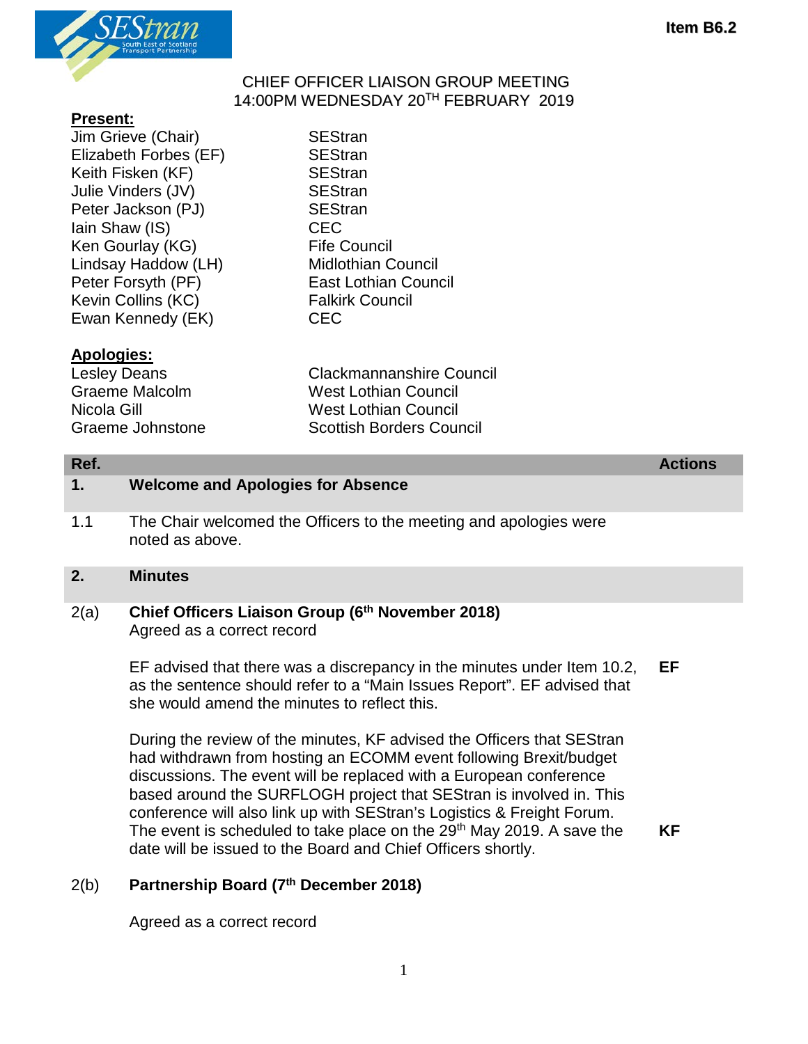Item B6.2

# CHIEF OFFICER LIAISON GROUP MEETING
## 14:00PM WEDNESDAY 20TH FEBRUARY 2019

**Present:**

| | |
|---|---|
| Jim Grieve (Chair) | SEStran |
| Elizabeth Forbes (EF) | SEStran |
| Keith Fisken (KF) | SEStran |
| Julie Vinders (JV) | SEStran |
| Peter Jackson (PJ) | SEStran |
| Iain Shaw (IS) | CEC |
| Ken Gourlay (KG) | Fife Council |
| Lindsay Haddow (LH) | Midlothian Council |
| Peter Forsyth (PF) | East Lothian Council |
| Kevin Collins (KC) | Falkirk Council |
| Ewan Kennedy (EK) | CEC |

**Apologies:**

| | |
|---|---|
| Lesley Deans | Clackmannanshire Council |
| Graeme Malcolm | West Lothian Council |
| Nicola Gill | West Lothian Council |
| Graeme Johnstone | Scottish Borders Council |

| Ref. | | Actions |
|---|---|---|
| **1.** | **Welcome and Apologies for Absence** | |
| 1.1 | The Chair welcomed the Officers to the meeting and apologies were noted as above. | |
| **2.** | **Minutes** | |
| 2(a) | **Chief Officers Liaison Group (6th November 2018)**<br>Agreed as a correct record | |
| | EF advised that there was a discrepancy in the minutes under Item 10.2, as the sentence should refer to a "Main Issues Report". EF advised that she would amend the minutes to reflect this. | **EF** |
| | During the review of the minutes, KF advised the Officers that SEStran had withdrawn from hosting an ECOMM event following Brexit/budget discussions. The event will be replaced with a European conference based around the SURFLOGH project that SEStran is involved in. This conference will also link up with SEStran's Logistics & Freight Forum. The event is scheduled to take place on the 29th May 2019. A save the date will be issued to the Board and Chief Officers shortly. | **KF** |
| 2(b) | **Partnership Board (7th December 2018)** | |
| | Agreed as a correct record | |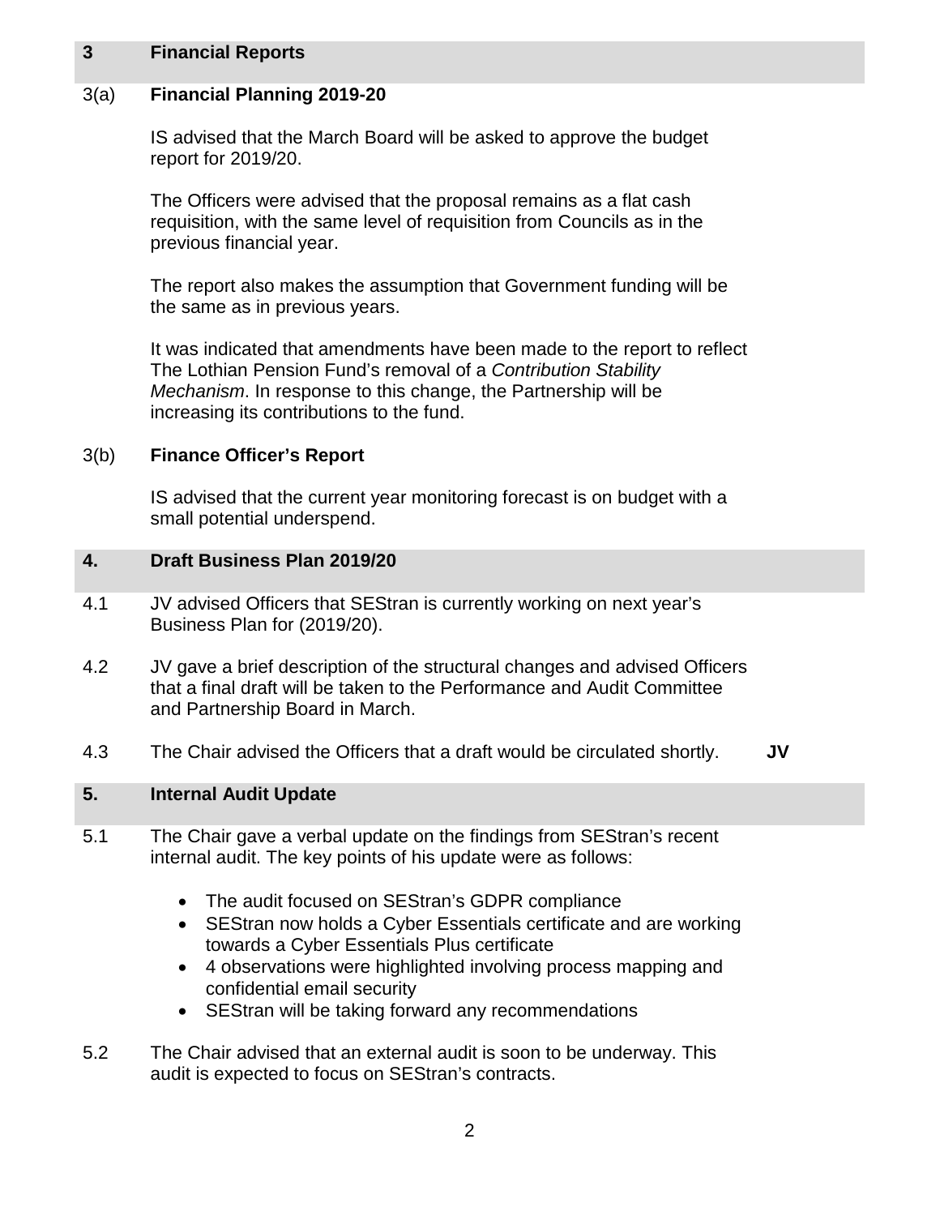## 3 Financial Reports

### 3(a) Financial Planning 2019-20

IS advised that the March Board will be asked to approve the budget report for 2019/20.

The Officers were advised that the proposal remains as a flat cash requisition, with the same level of requisition from Councils as in the previous financial year.

The report also makes the assumption that Government funding will be the same as in previous years.

It was indicated that amendments have been made to the report to reflect The Lothian Pension Fund's removal of a *Contribution Stability Mechanism*. In response to this change, the Partnership will be increasing its contributions to the fund.

### 3(b) Finance Officer's Report

IS advised that the current year monitoring forecast is on budget with a small potential underspend.

## 4. Draft Business Plan 2019/20

4.1 JV advised Officers that SEStran is currently working on next year's Business Plan for (2019/20).

4.2 JV gave a brief description of the structural changes and advised Officers that a final draft will be taken to the Performance and Audit Committee and Partnership Board in March.

4.3 The Chair advised the Officers that a draft would be circulated shortly. **JV**

## 5. Internal Audit Update

5.1 The Chair gave a verbal update on the findings from SEStran's recent internal audit. The key points of his update were as follows:

- The audit focused on SEStran's GDPR compliance
- SEStran now holds a Cyber Essentials certificate and are working towards a Cyber Essentials Plus certificate
- 4 observations were highlighted involving process mapping and confidential email security
- SEStran will be taking forward any recommendations

5.2 The Chair advised that an external audit is soon to be underway. This audit is expected to focus on SEStran's contracts.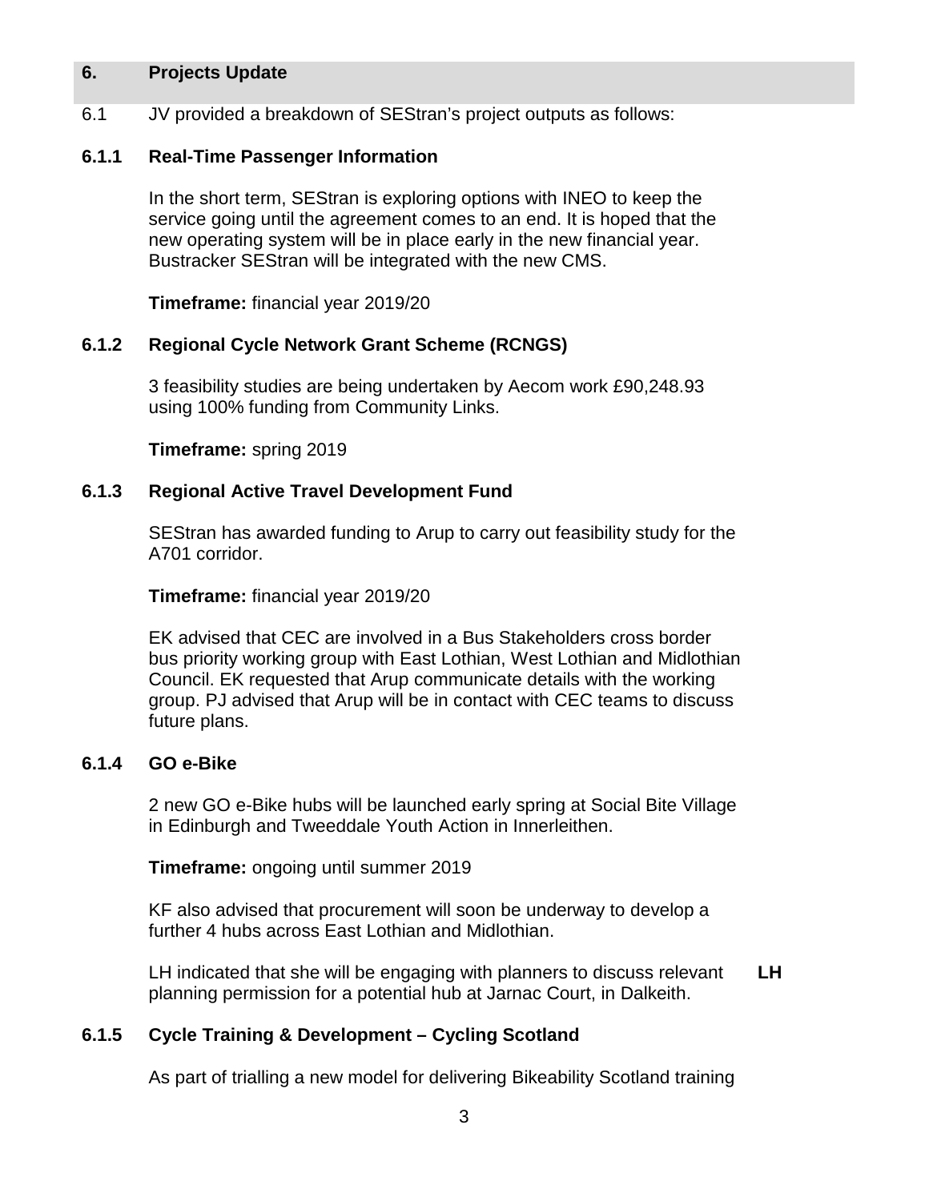## 6. Projects Update

6.1 JV provided a breakdown of SEStran's project outputs as follows:

### 6.1.1 Real-Time Passenger Information

In the short term, SEStran is exploring options with INEO to keep the service going until the agreement comes to an end. It is hoped that the new operating system will be in place early in the new financial year. Bustracker SEStran will be integrated with the new CMS.

**Timeframe:** financial year 2019/20

### 6.1.2 Regional Cycle Network Grant Scheme (RCNGS)

3 feasibility studies are being undertaken by Aecom work £90,248.93 using 100% funding from Community Links.

**Timeframe:** spring 2019

### 6.1.3 Regional Active Travel Development Fund

SEStran has awarded funding to Arup to carry out feasibility study for the A701 corridor.

**Timeframe:** financial year 2019/20

EK advised that CEC are involved in a Bus Stakeholders cross border bus priority working group with East Lothian, West Lothian and Midlothian Council. EK requested that Arup communicate details with the working group. PJ advised that Arup will be in contact with CEC teams to discuss future plans.

### 6.1.4 GO e-Bike

2 new GO e-Bike hubs will be launched early spring at Social Bite Village in Edinburgh and Tweeddale Youth Action in Innerleithen.

**Timeframe:** ongoing until summer 2019

KF also advised that procurement will soon be underway to develop a further 4 hubs across East Lothian and Midlothian.

LH indicated that she will be engaging with planners to discuss relevant planning permission for a potential hub at Jarnac Court, in Dalkeith. **LH**

### 6.1.5 Cycle Training & Development – Cycling Scotland

As part of trialling a new model for delivering Bikeability Scotland training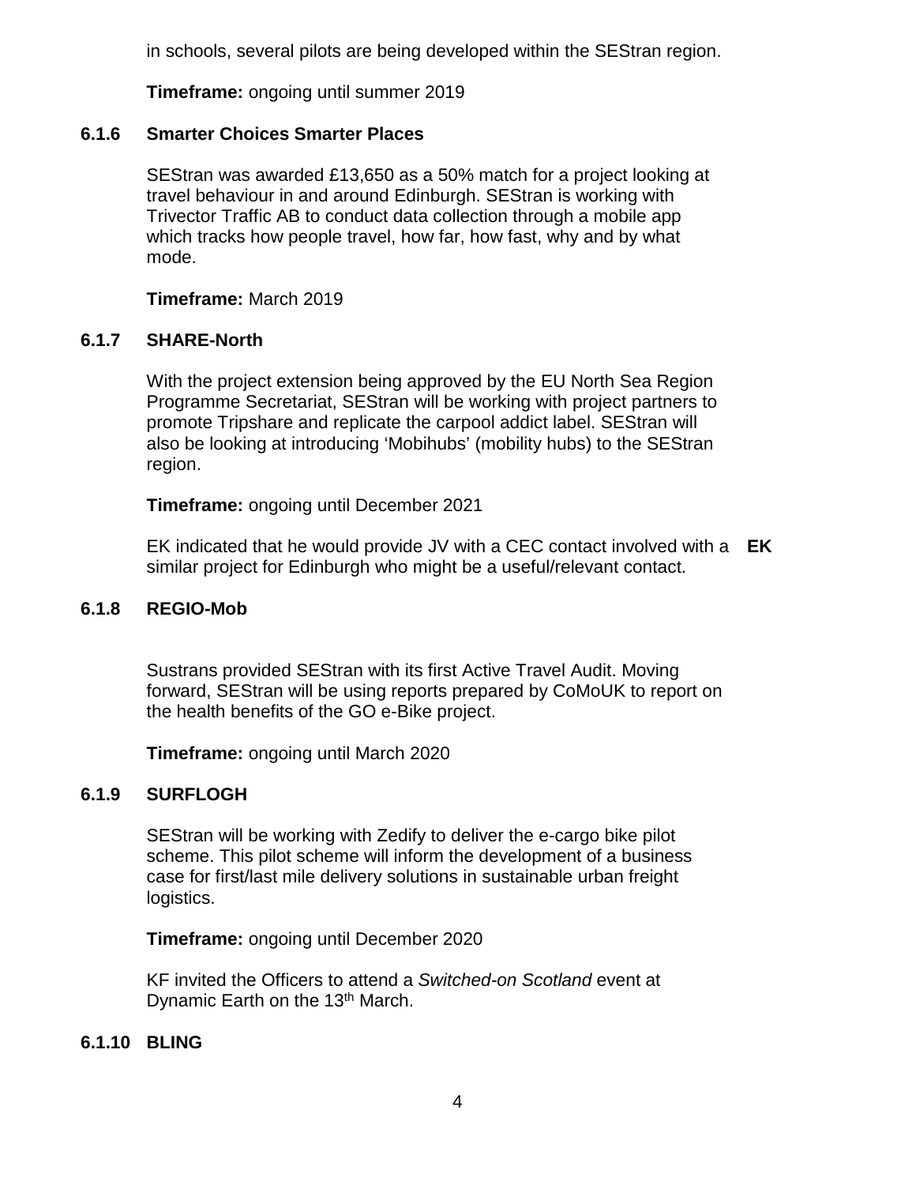in schools, several pilots are being developed within the SEStran region.

**Timeframe:** ongoing until summer 2019

### 6.1.6 Smarter Choices Smarter Places

SEStran was awarded £13,650 as a 50% match for a project looking at travel behaviour in and around Edinburgh. SEStran is working with Trivector Traffic AB to conduct data collection through a mobile app which tracks how people travel, how far, how fast, why and by what mode.

**Timeframe:** March 2019

### 6.1.7 SHARE-North

With the project extension being approved by the EU North Sea Region Programme Secretariat, SEStran will be working with project partners to promote Tripshare and replicate the carpool addict label. SEStran will also be looking at introducing 'Mobihubs' (mobility hubs) to the SEStran region.

**Timeframe:** ongoing until December 2021

EK indicated that he would provide JV with a CEC contact involved with a similar project for Edinburgh who might be a useful/relevant contact. **EK**

### 6.1.8 REGIO-Mob

Sustrans provided SEStran with its first Active Travel Audit. Moving forward, SEStran will be using reports prepared by CoMoUK to report on the health benefits of the GO e-Bike project.

**Timeframe:** ongoing until March 2020

### 6.1.9 SURFLOGH

SEStran will be working with Zedify to deliver the e-cargo bike pilot scheme. This pilot scheme will inform the development of a business case for first/last mile delivery solutions in sustainable urban freight logistics.

**Timeframe:** ongoing until December 2020

KF invited the Officers to attend a *Switched-on Scotland* event at Dynamic Earth on the 13th March.

### 6.1.10 BLING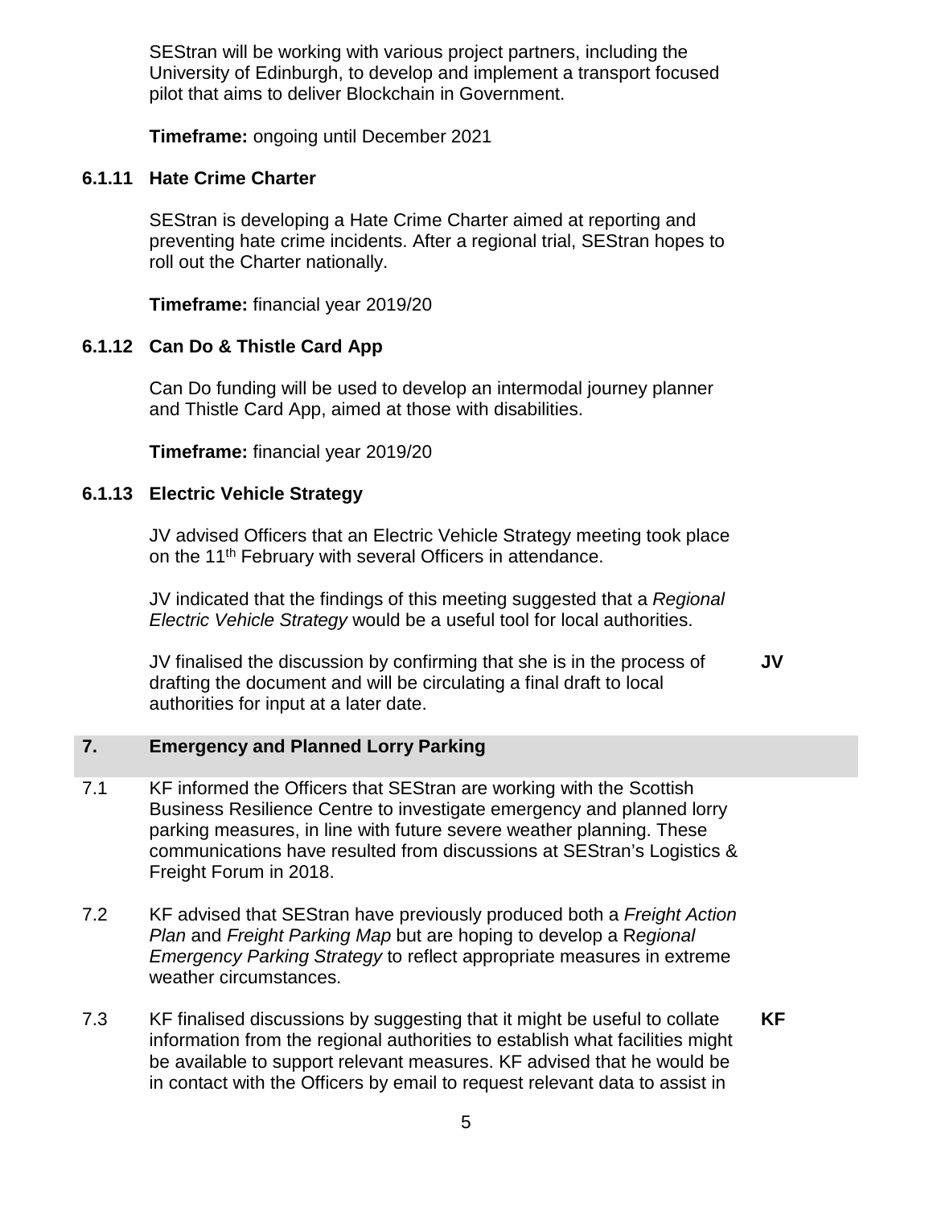SEStran will be working with various project partners, including the University of Edinburgh, to develop and implement a transport focused pilot that aims to deliver Blockchain in Government.

**Timeframe:** ongoing until December 2021

### 6.1.11 Hate Crime Charter

SEStran is developing a Hate Crime Charter aimed at reporting and preventing hate crime incidents. After a regional trial, SEStran hopes to roll out the Charter nationally.

**Timeframe:** financial year 2019/20

### 6.1.12 Can Do & Thistle Card App

Can Do funding will be used to develop an intermodal journey planner and Thistle Card App, aimed at those with disabilities.

**Timeframe:** financial year 2019/20

### 6.1.13 Electric Vehicle Strategy

JV advised Officers that an Electric Vehicle Strategy meeting took place on the 11th February with several Officers in attendance.

JV indicated that the findings of this meeting suggested that a *Regional Electric Vehicle Strategy* would be a useful tool for local authorities.

JV finalised the discussion by confirming that she is in the process of drafting the document and will be circulating a final draft to local authorities for input at a later date. **JV**

## 7. Emergency and Planned Lorry Parking

7.1 KF informed the Officers that SEStran are working with the Scottish Business Resilience Centre to investigate emergency and planned lorry parking measures, in line with future severe weather planning. These communications have resulted from discussions at SEStran's Logistics & Freight Forum in 2018.

7.2 KF advised that SEStran have previously produced both a *Freight Action Plan* and *Freight Parking Map* but are hoping to develop a *Regional Emergency Parking Strategy* to reflect appropriate measures in extreme weather circumstances.

7.3 KF finalised discussions by suggesting that it might be useful to collate information from the regional authorities to establish what facilities might be available to support relevant measures. KF advised that he would be in contact with the Officers by email to request relevant data to assist in **KF**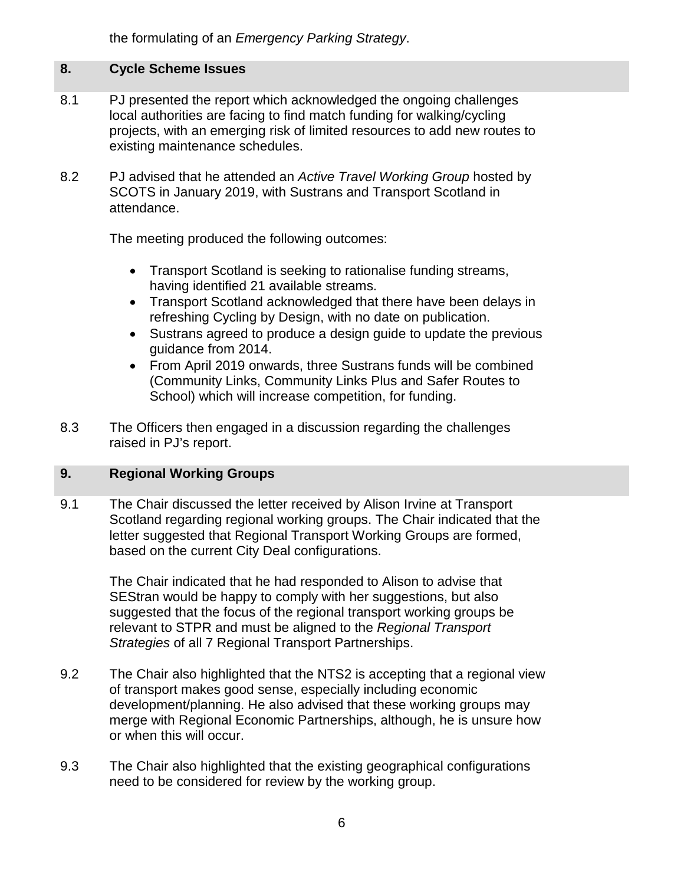the formulating of an *Emergency Parking Strategy*.

## 8. Cycle Scheme Issues

8.1 PJ presented the report which acknowledged the ongoing challenges local authorities are facing to find match funding for walking/cycling projects, with an emerging risk of limited resources to add new routes to existing maintenance schedules.

8.2 PJ advised that he attended an *Active Travel Working Group* hosted by SCOTS in January 2019, with Sustrans and Transport Scotland in attendance.

The meeting produced the following outcomes:

- Transport Scotland is seeking to rationalise funding streams, having identified 21 available streams.
- Transport Scotland acknowledged that there have been delays in refreshing Cycling by Design, with no date on publication.
- Sustrans agreed to produce a design guide to update the previous guidance from 2014.
- From April 2019 onwards, three Sustrans funds will be combined (Community Links, Community Links Plus and Safer Routes to School) which will increase competition, for funding.

8.3 The Officers then engaged in a discussion regarding the challenges raised in PJ's report.

## 9. Regional Working Groups

9.1 The Chair discussed the letter received by Alison Irvine at Transport Scotland regarding regional working groups. The Chair indicated that the letter suggested that Regional Transport Working Groups are formed, based on the current City Deal configurations.

The Chair indicated that he had responded to Alison to advise that SEStran would be happy to comply with her suggestions, but also suggested that the focus of the regional transport working groups be relevant to STPR and must be aligned to the *Regional Transport Strategies* of all 7 Regional Transport Partnerships.

9.2 The Chair also highlighted that the NTS2 is accepting that a regional view of transport makes good sense, especially including economic development/planning. He also advised that these working groups may merge with Regional Economic Partnerships, although, he is unsure how or when this will occur.

9.3 The Chair also highlighted that the existing geographical configurations need to be considered for review by the working group.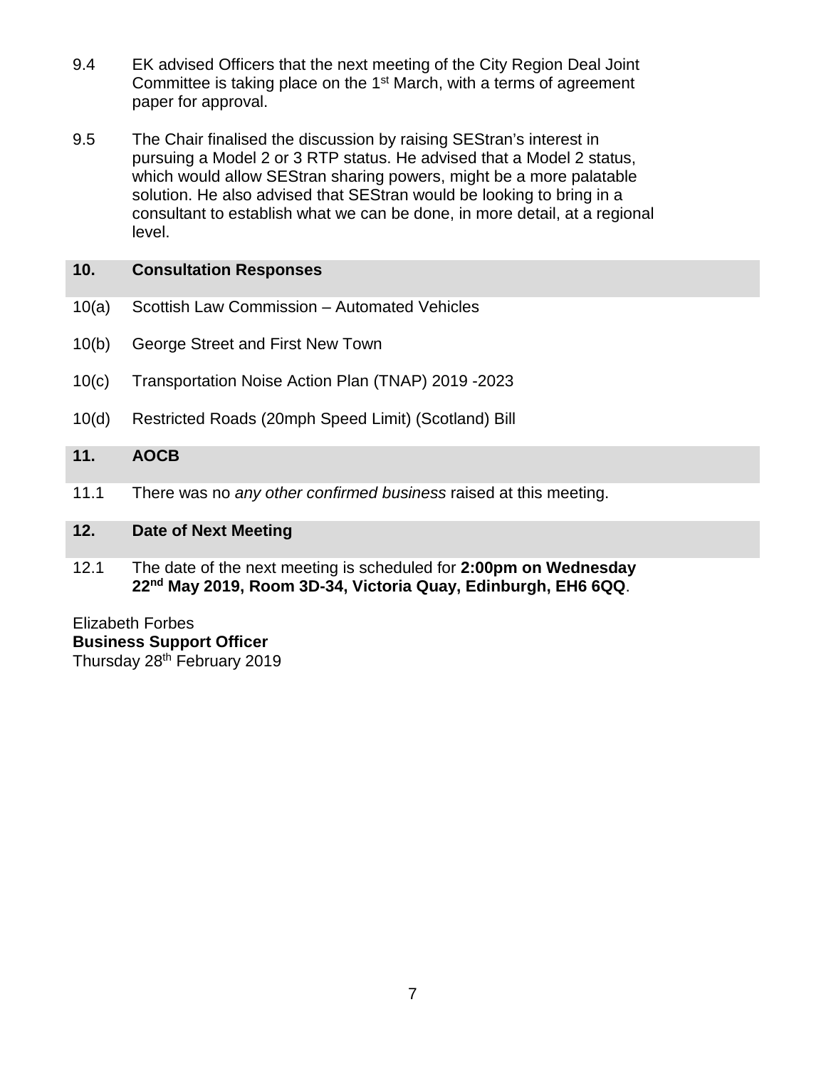9.4 EK advised Officers that the next meeting of the City Region Deal Joint Committee is taking place on the 1st March, with a terms of agreement paper for approval.

9.5 The Chair finalised the discussion by raising SEStran's interest in pursuing a Model 2 or 3 RTP status. He advised that a Model 2 status, which would allow SEStran sharing powers, might be a more palatable solution. He also advised that SEStran would be looking to bring in a consultant to establish what we can be done, in more detail, at a regional level.

## 10. Consultation Responses

10(a) Scottish Law Commission – Automated Vehicles

10(b) George Street and First New Town

10(c) Transportation Noise Action Plan (TNAP) 2019 -2023

10(d) Restricted Roads (20mph Speed Limit) (Scotland) Bill

## 11. AOCB

11.1 There was no *any other confirmed business* raised at this meeting.

## 12. Date of Next Meeting

12.1 The date of the next meeting is scheduled for **2:00pm on Wednesday 22nd May 2019, Room 3D-34, Victoria Quay, Edinburgh, EH6 6QQ**.

Elizabeth Forbes
**Business Support Officer**
Thursday 28th February 2019